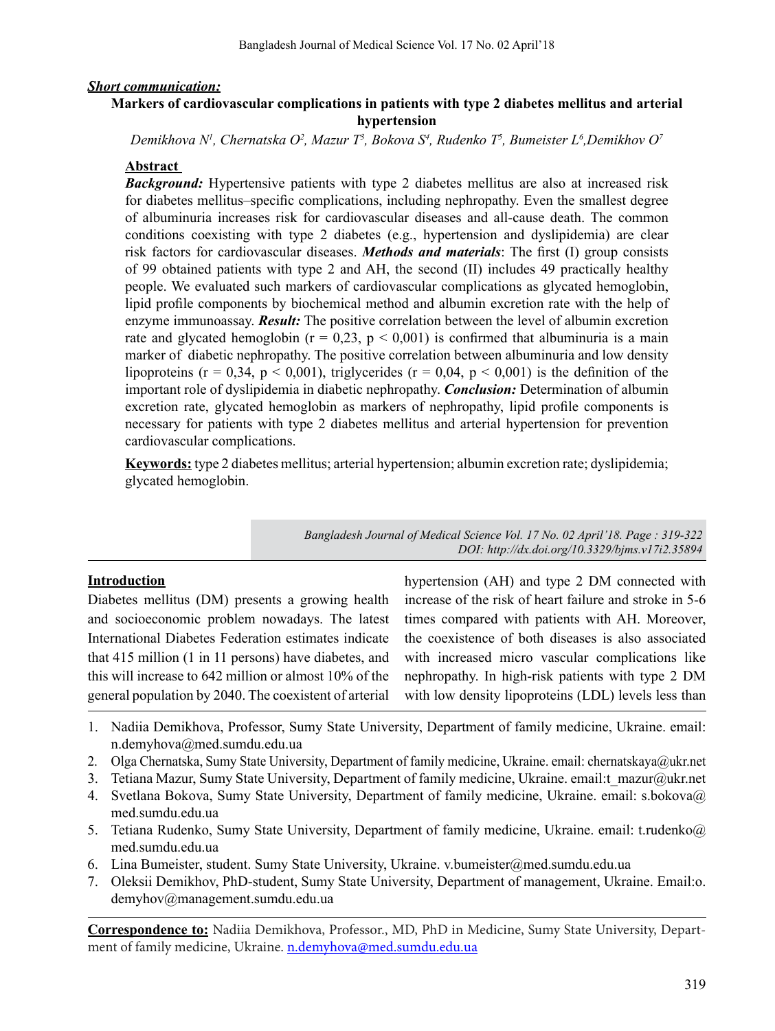***Short communication:***

# Markers of cardiovascular complications in patients with type 2 diabetes mellitus and arterial hypertension

*Demikhova N[1], Chernatska O[2], Mazur T[3], Bokova S[4], Rudenko T[5], Bumeister L[6], Demikhov O[7]*

## Abstract

***Background:*** Hypertensive patients with type 2 diabetes mellitus are also at increased risk for diabetes mellitus–specific complications, including nephropathy. Even the smallest degree of albuminuria increases risk for cardiovascular diseases and all-cause death. The common conditions coexisting with type 2 diabetes (e.g., hypertension and dyslipidemia) are clear risk factors for cardiovascular diseases. ***Methods and materials***: The first (I) group consists of 99 obtained patients with type 2 and AH, the second (II) includes 49 practically healthy people. We evaluated such markers of cardiovascular complications as glycated hemoglobin, lipid profile components by biochemical method and albumin excretion rate with the help of enzyme immunoassay. ***Result:*** The positive correlation between the level of albumin excretion rate and glycated hemoglobin ($r = 0,23$, $p < 0,001$) is confirmed that albuminuria is a main marker of diabetic nephropathy. The positive correlation between albuminuria and low density lipoproteins ($r = 0,34$, $p < 0,001$), triglycerides ($r = 0,04$, $p < 0,001$) is the definition of the important role of dyslipidemia in diabetic nephropathy. ***Conclusion:*** Determination of albumin excretion rate, glycated hemoglobin as markers of nephropathy, lipid profile components is necessary for patients with type 2 diabetes mellitus and arterial hypertension for prevention cardiovascular complications.

**Keywords:** type 2 diabetes mellitus; arterial hypertension; albumin excretion rate; dyslipidemia; glycated hemoglobin.

*Bangladesh Journal of Medical Science Vol. 17 No. 02 April'18. Page : 319-322*
*DOI: http://dx.doi.org/10.3329/bjms.v17i2.35894*

## Introduction

Diabetes mellitus (DM) presents a growing health and socioeconomic problem nowadays. The latest International Diabetes Federation estimates indicate that 415 million (1 in 11 persons) have diabetes, and this will increase to 642 million or almost 10% of the general population by 2040. The coexistent of arterial hypertension (AH) and type 2 DM connected with increase of the risk of heart failure and stroke in 5-6 times compared with patients with AH. Moreover, the coexistence of both diseases is also associated with increased micro vascular complications like nephropathy. In high-risk patients with type 2 DM with low density lipoproteins (LDL) levels less than

1. Nadiia Demikhova, Professor, Sumy State University, Department of family medicine, Ukraine. email: n.demyhova@med.sumdu.edu.ua
2. Olga Chernatska, Sumy State University, Department of family medicine, Ukraine. email: chernatskaya@ukr.net
3. Tetiana Mazur, Sumy State University, Department of family medicine, Ukraine. email:t_mazur@ukr.net
4. Svetlana Bokova, Sumy State University, Department of family medicine, Ukraine. email: s.bokova@med.sumdu.edu.ua
5. Tetiana Rudenko, Sumy State University, Department of family medicine, Ukraine. email: t.rudenko@med.sumdu.edu.ua
6. Lina Bumeister, student. Sumy State University, Ukraine. v.bumeister@med.sumdu.edu.ua
7. Oleksii Demikhov, PhD-student, Sumy State University, Department of management, Ukraine. Email:o.demyhov@management.sumdu.edu.ua

**Correspondence to:** Nadiia Demikhova, Professor., MD, PhD in Medicine, Sumy State University, Department of family medicine, Ukraine. n.demyhova@med.sumdu.edu.ua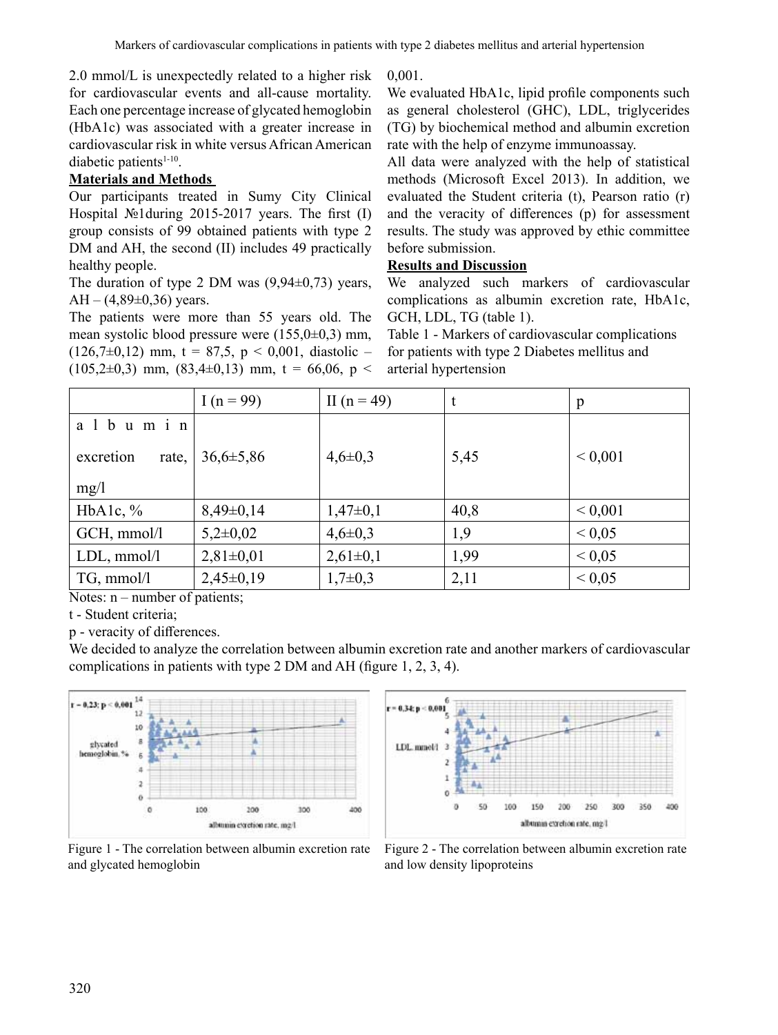2.0 mmol/L is unexpectedly related to a higher risk for cardiovascular events and all-cause mortality. Each one percentage increase of glycated hemoglobin (HbA1c) was associated with a greater increase in cardiovascular risk in white versus African American diabetic patients[1-10].

**Materials and Methods**

Our participants treated in Sumy City Clinical Hospital №1during 2015-2017 years. The first (I) group consists of 99 obtained patients with type 2 DM and AH, the second (II) includes 49 practically healthy people.

The duration of type 2 DM was (9,94±0,73) years, AH – (4,89±0,36) years.

The patients were more than 55 years old. The mean systolic blood pressure were (155,0±0,3) mm, (126,7±0,12) mm, t = 87,5, p < 0,001, diastolic – (105,2±0,3) mm, (83,4±0,13) mm, t = 66,06, p < 0,001.

We evaluated HbA1c, lipid profile components such as general cholesterol (GHC), LDL, triglycerides (TG) by biochemical method and albumin excretion rate with the help of enzyme immunoassay.

All data were analyzed with the help of statistical methods (Microsoft Excel 2013). In addition, we evaluated the Student criteria (t), Pearson ratio (r) and the veracity of differences (p) for assessment results. The study was approved by ethic committee before submission.

**Results and Discussion**

We analyzed such markers of cardiovascular complications as albumin excretion rate, HbA1c, GCH, LDL, TG (table 1).

Table 1 - Markers of cardiovascular complications for patients with type 2 Diabetes mellitus and arterial hypertension

| | I (n = 99) | II (n = 49) | t | p |
|---|---|---|---|---|
| albumin excretion rate, mg/l | 36,6±5,86 | 4,6±0,3 | 5,45 | < 0,001 |
| HbA1c, % | 8,49±0,14 | 1,47±0,1 | 40,8 | < 0,001 |
| GCH, mmol/l | 5,2±0,02 | 4,6±0,3 | 1,9 | < 0,05 |
| LDL, mmol/l | 2,81±0,01 | 2,61±0,1 | 1,99 | < 0,05 |
| TG, mmol/l | 2,45±0,19 | 1,7±0,3 | 2,11 | < 0,05 |

Notes: n – number of patients;

t - Student criteria;

p - veracity of differences.

We decided to analyze the correlation between albumin excretion rate and another markers of cardiovascular complications in patients with type 2 DM and AH (figure 1, 2, 3, 4).

Figure 1 - The correlation between albumin excretion rate and glycated hemoglobin

Figure 2 - The correlation between albumin excretion rate and low density lipoproteins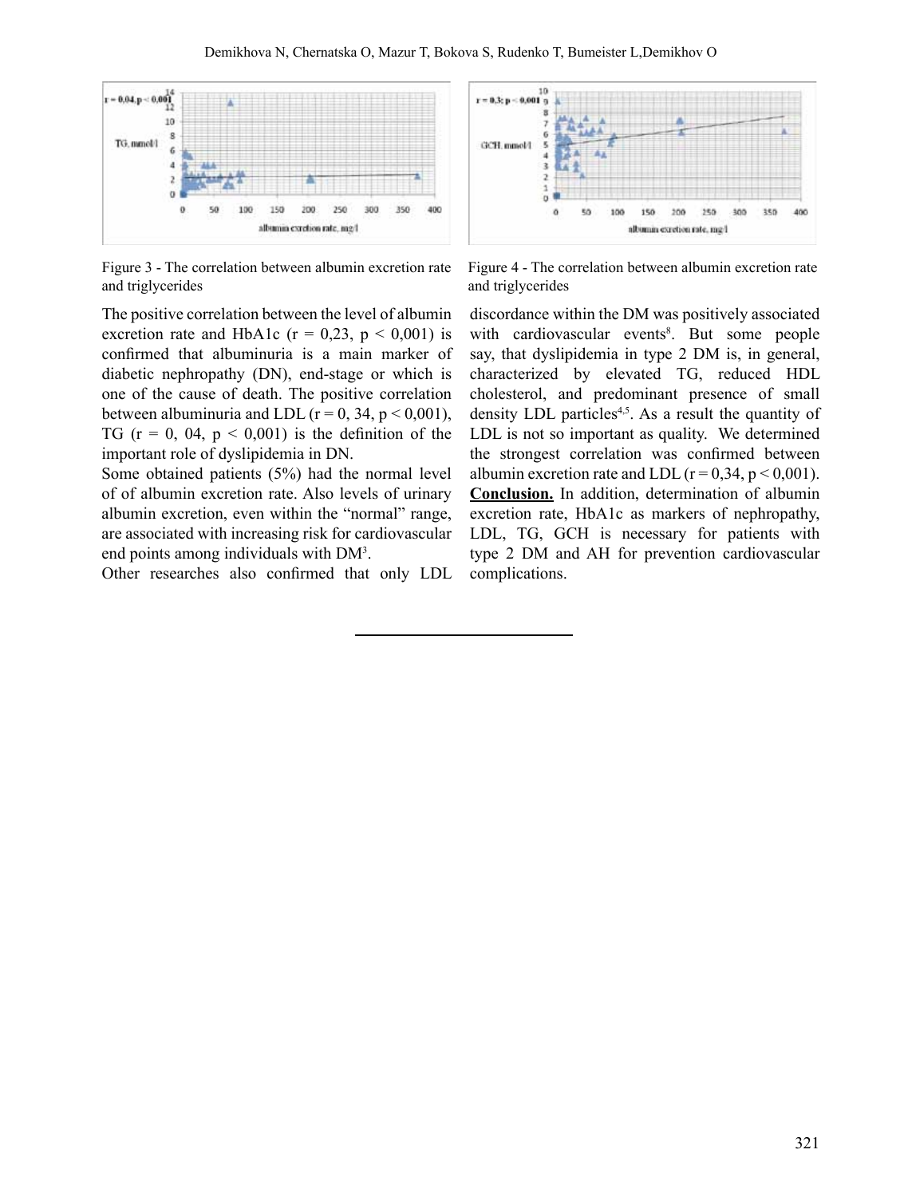Figure 3 - The correlation between albumin excretion rate and triglycerides

Figure 4 - The correlation between albumin excretion rate and triglycerides

The positive correlation between the level of albumin excretion rate and HbA1c ($r = 0,23$, $p < 0,001$) is confirmed that albuminuria is a main marker of diabetic nephropathy (DN), end-stage or which is one of the cause of death. The positive correlation between albuminuria and LDL ($r = 0, 34$, $p < 0,001$), TG ($r = 0, 04$, $p < 0,001$) is the definition of the important role of dyslipidemia in DN.

Some obtained patients (5%) had the normal level of of albumin excretion rate. Also levels of urinary albumin excretion, even within the "normal" range, are associated with increasing risk for cardiovascular end points among individuals with DM[3].

Other researches also confirmed that only LDL discordance within the DM was positively associated with cardiovascular events[8]. But some people say, that dyslipidemia in type 2 DM is, in general, characterized by elevated TG, reduced HDL cholesterol, and predominant presence of small density LDL particles[4,5]. As a result the quantity of LDL is not so important as quality. We determined the strongest correlation was confirmed between albumin excretion rate and LDL ($r = 0,34$, $p < 0,001$).

**Conclusion.** In addition, determination of albumin excretion rate, HbA1c as markers of nephropathy, LDL, TG, GCH is necessary for patients with type 2 DM and AH for prevention cardiovascular complications.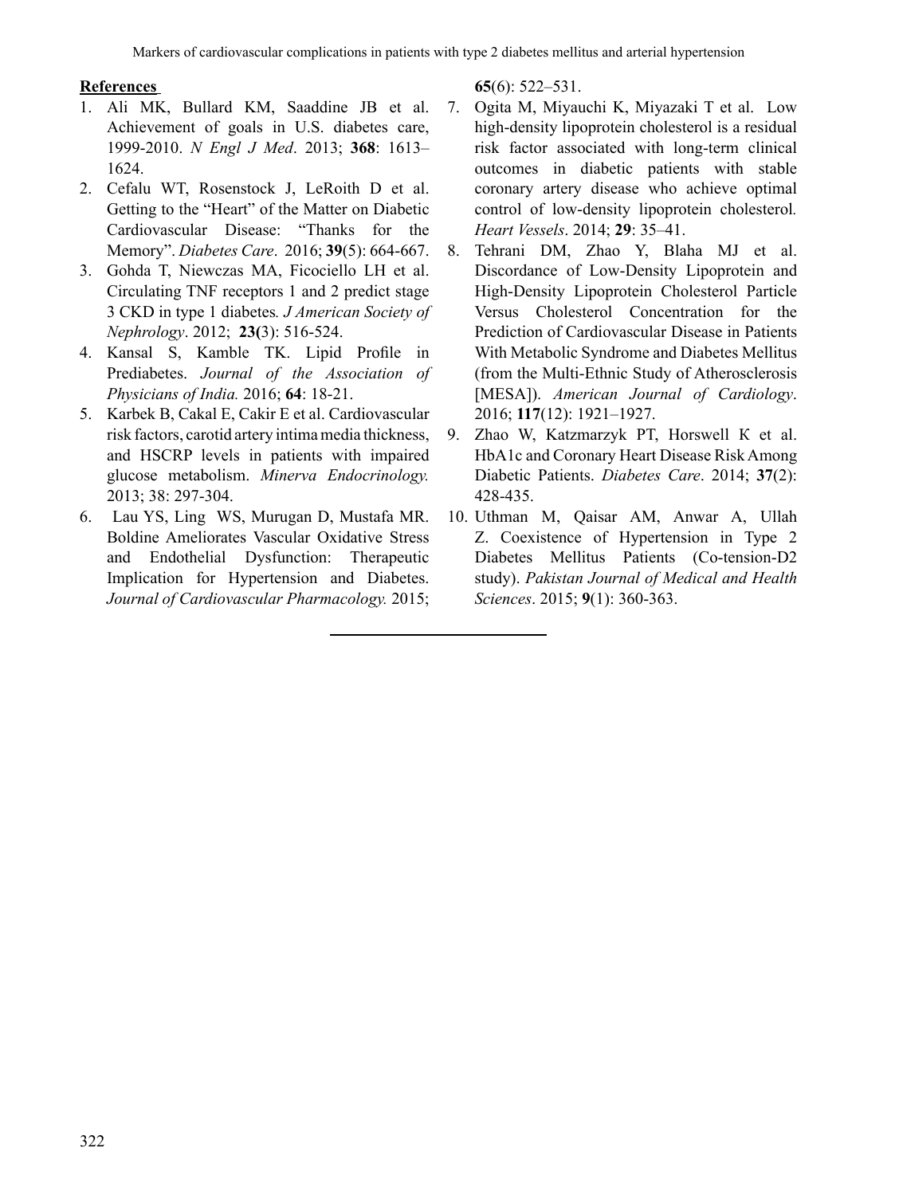**References**

1. Ali MK, Bullard KM, Saaddine JB et al. Achievement of goals in U.S. diabetes care, 1999-2010. *N Engl J Med*. 2013; **368**: 1613–1624.
2. Cefalu WT, Rosenstock J, LeRoith D et al. Getting to the "Heart" of the Matter on Diabetic Cardiovascular Disease: "Thanks for the Memory". *Diabetes Care*. 2016; **39**(5): 664-667.
3. Gohda T, Niewczas MA, Ficociello LH et al. Circulating TNF receptors 1 and 2 predict stage 3 CKD in type 1 diabetes*. J American Society of Nephrology*. 2012; **23(**3): 516-524.
4. Kansal S, Kamble TK. Lipid Profile in Prediabetes. *Journal of the Association of Physicians of India.* 2016; **64**: 18-21.
5. Karbek B, Cakal E, Cakir E et al. Cardiovascular risk factors, carotid artery intima media thickness, and HSCRP levels in patients with impaired glucose metabolism. *Minerva Endocrinology.* 2013; 38: 297-304.
6. Lau YS, Ling WS, Murugan D, Mustafa MR. Boldine Ameliorates Vascular Oxidative Stress and Endothelial Dysfunction: Therapeutic Implication for Hypertension and Diabetes. *Journal of Cardiovascular Pharmacology.* 2015; **65**(6): 522–531.
7. Ogita M, Miyauchi K, Miyazaki T et al. Low high-density lipoprotein cholesterol is a residual risk factor associated with long-term clinical outcomes in diabetic patients with stable coronary artery disease who achieve optimal control of low-density lipoprotein cholesterol*. Heart Vessels*. 2014; **29**: 35–41.
8. Tehrani DM, Zhao Y, Blaha MJ et al. Discordance of Low-Density Lipoprotein and High-Density Lipoprotein Cholesterol Particle Versus Cholesterol Concentration for the Prediction of Cardiovascular Disease in Patients With Metabolic Syndrome and Diabetes Mellitus (from the Multi-Ethnic Study of Atherosclerosis [MESA]). *American Journal of Cardiology*. 2016; **117**(12): 1921–1927.
9. Zhao W, Katzmarzyk PT, Horswell K et al. HbA1c and Coronary Heart Disease Risk Among Diabetic Patients. *Diabetes Care*. 2014; **37**(2): 428-435.
10. Uthman M, Qaisar AM, Anwar A, Ullah Z. Coexistence of Hypertension in Type 2 Diabetes Mellitus Patients (Co-tension-D2 study). *Pakistan Journal of Medical and Health Sciences*. 2015; **9**(1): 360-363.